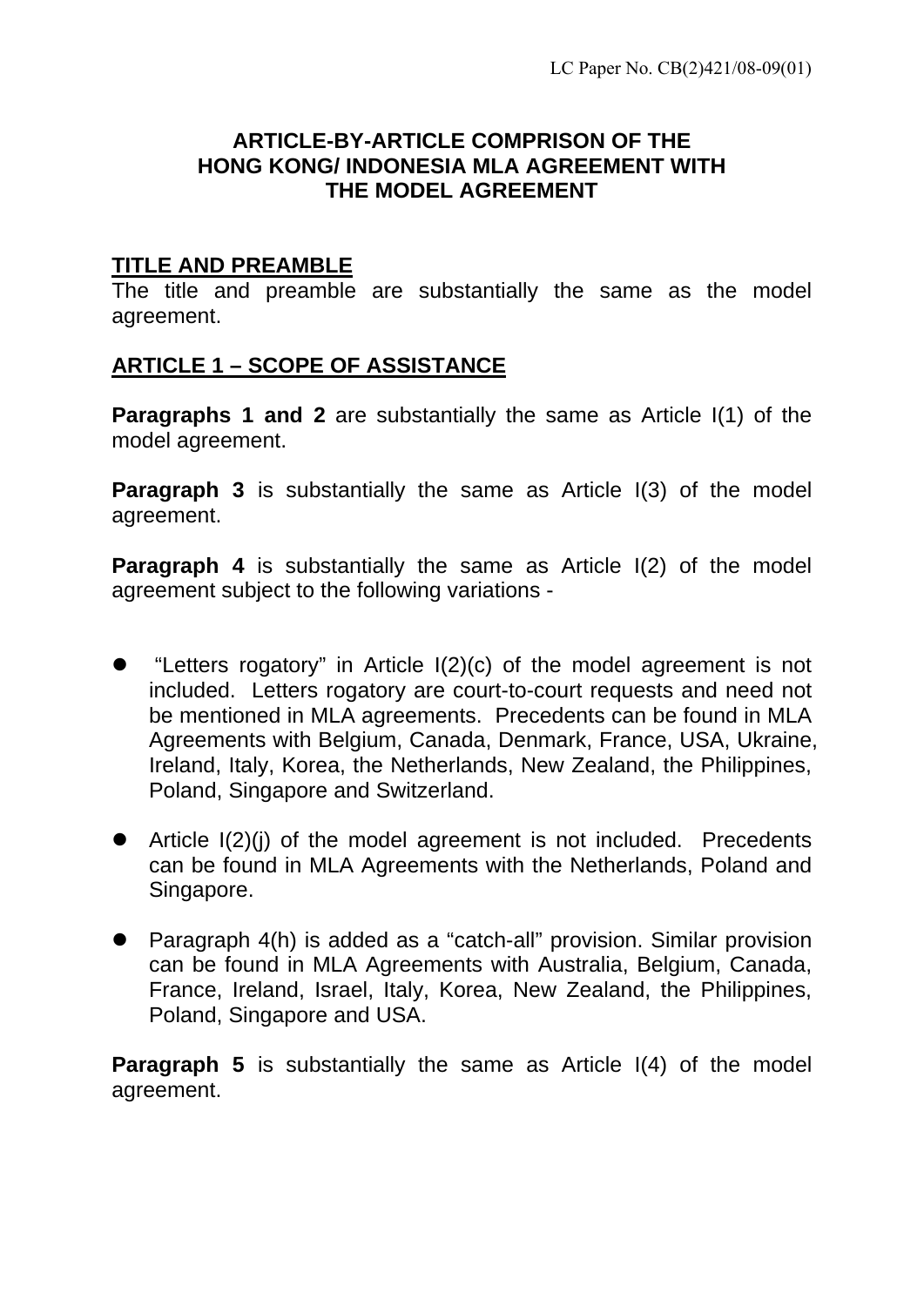LC Paper No. CB(2)421/08-09(01)

# ARTICLE-BY-ARTICLE COMPRISON OF THE HONG KONG/ INDONESIA MLA AGREEMENT WITH THE MODEL AGREEMENT

## TITLE AND PREAMBLE

The title and preamble are substantially the same as the model agreement.

## ARTICLE 1 – SCOPE OF ASSISTANCE

**Paragraphs 1 and 2** are substantially the same as Article I(1) of the model agreement.

**Paragraph 3** is substantially the same as Article I(3) of the model agreement.

**Paragraph 4** is substantially the same as Article I(2) of the model agreement subject to the following variations -

- "Letters rogatory" in Article I(2)(c) of the model agreement is not included. Letters rogatory are court-to-court requests and need not be mentioned in MLA agreements. Precedents can be found in MLA Agreements with Belgium, Canada, Denmark, France, USA, Ukraine, Ireland, Italy, Korea, the Netherlands, New Zealand, the Philippines, Poland, Singapore and Switzerland.

- Article I(2)(j) of the model agreement is not included. Precedents can be found in MLA Agreements with the Netherlands, Poland and Singapore.

- Paragraph 4(h) is added as a "catch-all" provision. Similar provision can be found in MLA Agreements with Australia, Belgium, Canada, France, Ireland, Israel, Italy, Korea, New Zealand, the Philippines, Poland, Singapore and USA.

**Paragraph 5** is substantially the same as Article I(4) of the model agreement.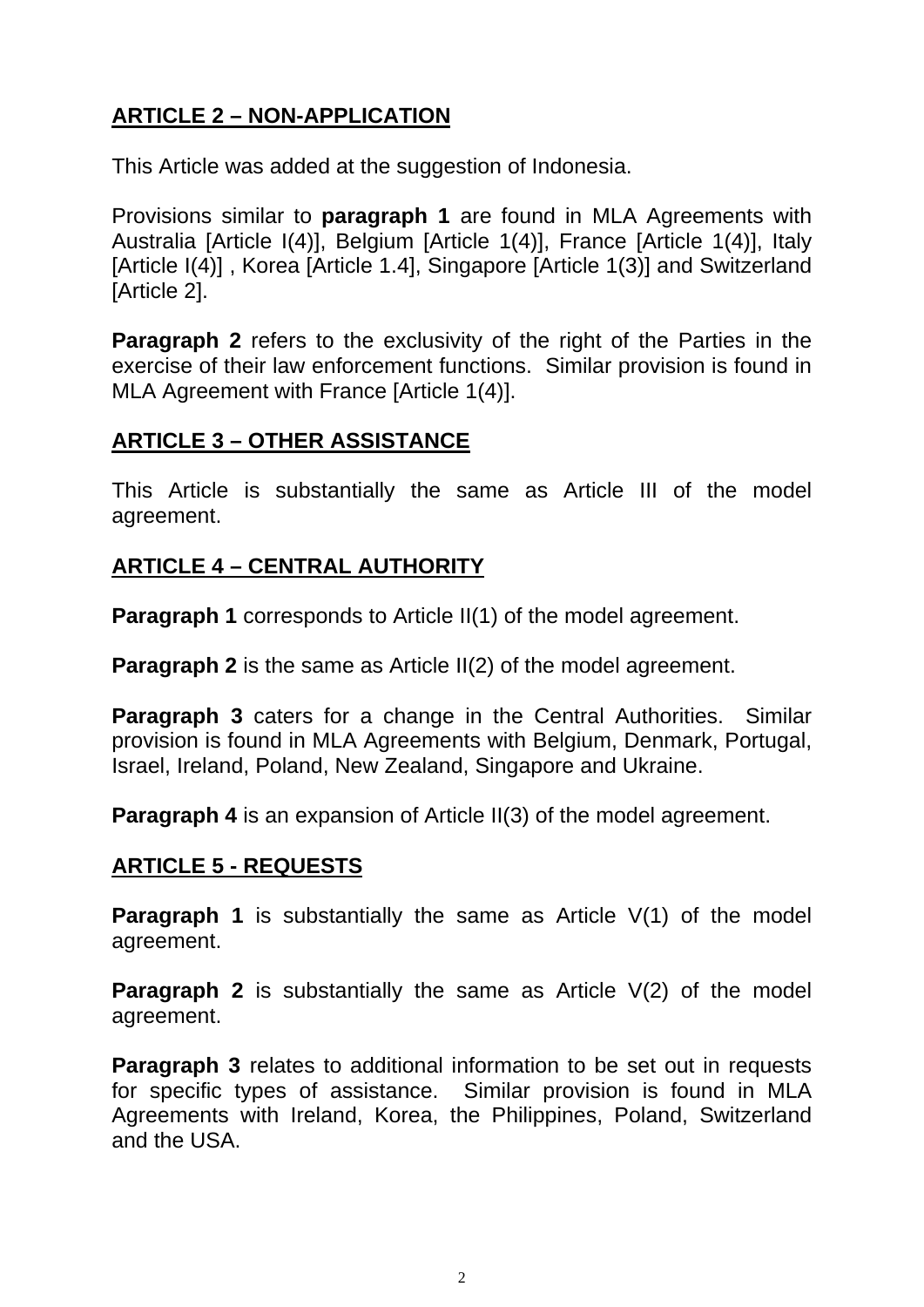## ARTICLE 2 – NON-APPLICATION

This Article was added at the suggestion of Indonesia.

Provisions similar to **paragraph 1** are found in MLA Agreements with Australia [Article I(4)], Belgium [Article 1(4)], France [Article 1(4)], Italy [Article I(4)] , Korea [Article 1.4], Singapore [Article 1(3)] and Switzerland [Article 2].

**Paragraph 2** refers to the exclusivity of the right of the Parties in the exercise of their law enforcement functions. Similar provision is found in MLA Agreement with France [Article 1(4)].

## ARTICLE 3 – OTHER ASSISTANCE

This Article is substantially the same as Article III of the model agreement.

## ARTICLE 4 – CENTRAL AUTHORITY

**Paragraph 1** corresponds to Article II(1) of the model agreement.

**Paragraph 2** is the same as Article II(2) of the model agreement.

**Paragraph 3** caters for a change in the Central Authorities. Similar provision is found in MLA Agreements with Belgium, Denmark, Portugal, Israel, Ireland, Poland, New Zealand, Singapore and Ukraine.

**Paragraph 4** is an expansion of Article II(3) of the model agreement.

## ARTICLE 5 - REQUESTS

**Paragraph 1** is substantially the same as Article V(1) of the model agreement.

**Paragraph 2** is substantially the same as Article V(2) of the model agreement.

**Paragraph 3** relates to additional information to be set out in requests for specific types of assistance. Similar provision is found in MLA Agreements with Ireland, Korea, the Philippines, Poland, Switzerland and the USA.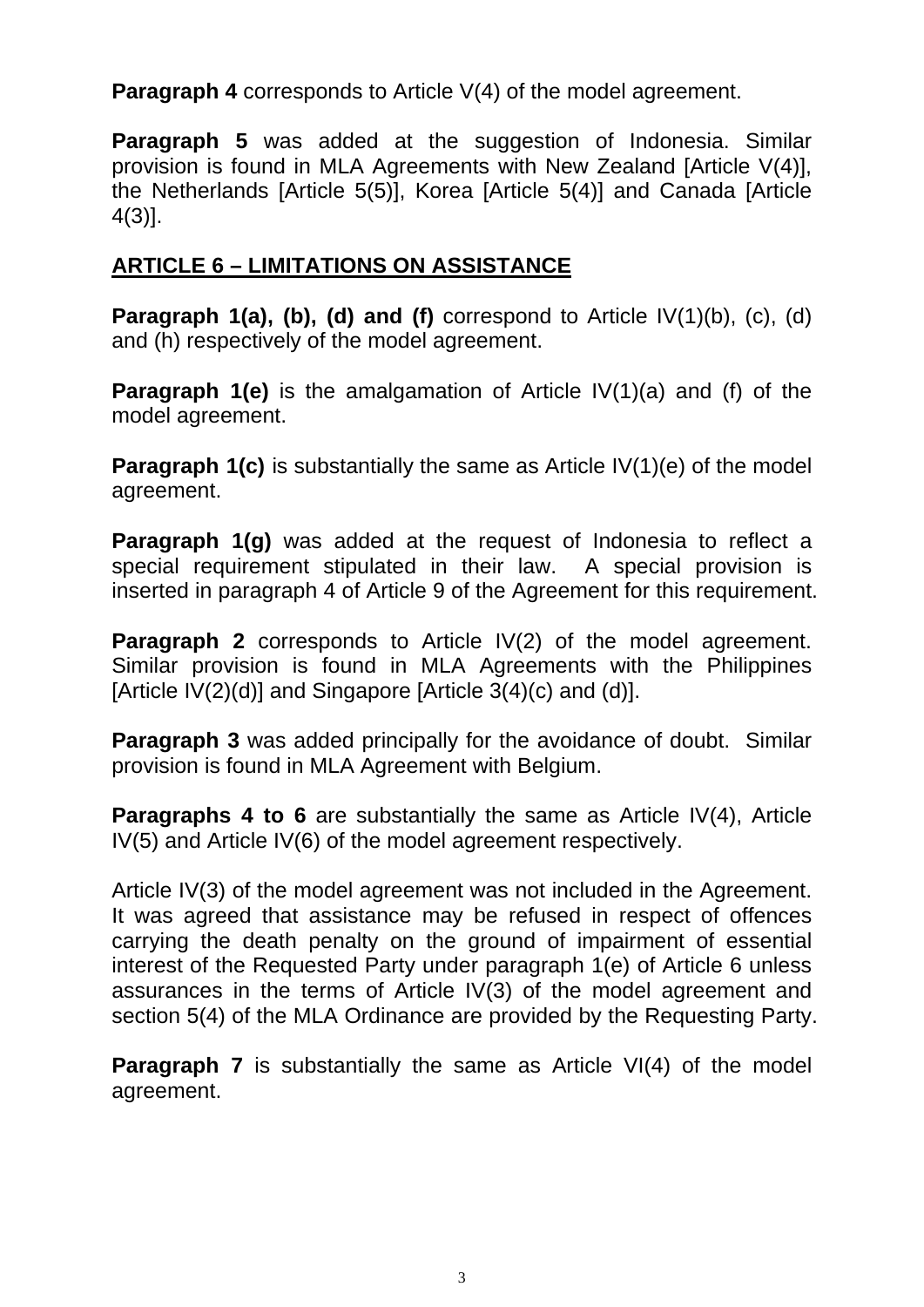**Paragraph 4** corresponds to Article V(4) of the model agreement.

**Paragraph 5** was added at the suggestion of Indonesia. Similar provision is found in MLA Agreements with New Zealand [Article V(4)], the Netherlands [Article 5(5)], Korea [Article 5(4)] and Canada [Article 4(3)].

## ARTICLE 6 – LIMITATIONS ON ASSISTANCE

**Paragraph 1(a), (b), (d) and (f)** correspond to Article IV(1)(b), (c), (d) and (h) respectively of the model agreement.

**Paragraph 1(e)** is the amalgamation of Article IV(1)(a) and (f) of the model agreement.

**Paragraph 1(c)** is substantially the same as Article IV(1)(e) of the model agreement.

**Paragraph 1(g)** was added at the request of Indonesia to reflect a special requirement stipulated in their law. A special provision is inserted in paragraph 4 of Article 9 of the Agreement for this requirement.

**Paragraph 2** corresponds to Article IV(2) of the model agreement. Similar provision is found in MLA Agreements with the Philippines [Article IV(2)(d)] and Singapore [Article 3(4)(c) and (d)].

**Paragraph 3** was added principally for the avoidance of doubt. Similar provision is found in MLA Agreement with Belgium.

**Paragraphs 4 to 6** are substantially the same as Article IV(4), Article IV(5) and Article IV(6) of the model agreement respectively.

Article IV(3) of the model agreement was not included in the Agreement. It was agreed that assistance may be refused in respect of offences carrying the death penalty on the ground of impairment of essential interest of the Requested Party under paragraph 1(e) of Article 6 unless assurances in the terms of Article IV(3) of the model agreement and section 5(4) of the MLA Ordinance are provided by the Requesting Party.

**Paragraph 7** is substantially the same as Article VI(4) of the model agreement.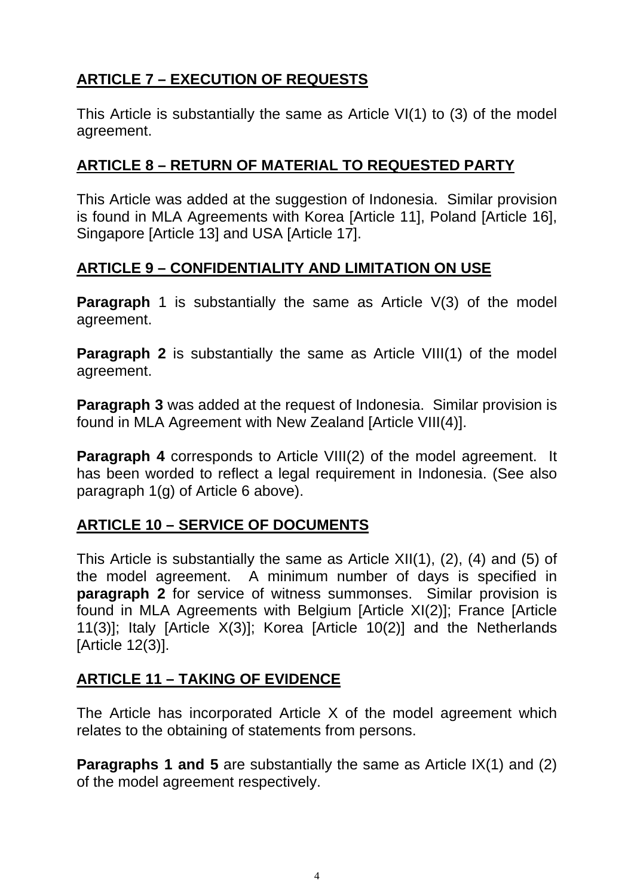## ARTICLE 7 – EXECUTION OF REQUESTS

This Article is substantially the same as Article VI(1) to (3) of the model agreement.

## ARTICLE 8 – RETURN OF MATERIAL TO REQUESTED PARTY

This Article was added at the suggestion of Indonesia. Similar provision is found in MLA Agreements with Korea [Article 11], Poland [Article 16], Singapore [Article 13] and USA [Article 17].

## ARTICLE 9 – CONFIDENTIALITY AND LIMITATION ON USE

**Paragraph** 1 is substantially the same as Article V(3) of the model agreement.

**Paragraph 2** is substantially the same as Article VIII(1) of the model agreement.

**Paragraph 3** was added at the request of Indonesia. Similar provision is found in MLA Agreement with New Zealand [Article VIII(4)].

**Paragraph 4** corresponds to Article VIII(2) of the model agreement. It has been worded to reflect a legal requirement in Indonesia. (See also paragraph 1(g) of Article 6 above).

## ARTICLE 10 – SERVICE OF DOCUMENTS

This Article is substantially the same as Article XII(1), (2), (4) and (5) of the model agreement. A minimum number of days is specified in **paragraph 2** for service of witness summonses. Similar provision is found in MLA Agreements with Belgium [Article XI(2)]; France [Article 11(3)]; Italy [Article X(3)]; Korea [Article 10(2)] and the Netherlands [Article 12(3)].

## ARTICLE 11 – TAKING OF EVIDENCE

The Article has incorporated Article X of the model agreement which relates to the obtaining of statements from persons.

**Paragraphs 1 and 5** are substantially the same as Article IX(1) and (2) of the model agreement respectively.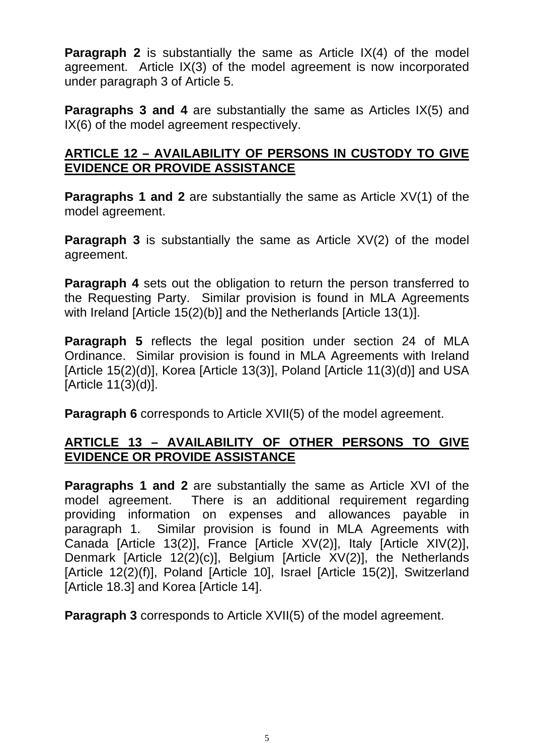**Paragraph 2** is substantially the same as Article IX(4) of the model agreement. Article IX(3) of the model agreement is now incorporated under paragraph 3 of Article 5.

**Paragraphs 3 and 4** are substantially the same as Articles IX(5) and IX(6) of the model agreement respectively.

## ARTICLE 12 – AVAILABILITY OF PERSONS IN CUSTODY TO GIVE EVIDENCE OR PROVIDE ASSISTANCE

**Paragraphs 1 and 2** are substantially the same as Article XV(1) of the model agreement.

**Paragraph 3** is substantially the same as Article XV(2) of the model agreement.

**Paragraph 4** sets out the obligation to return the person transferred to the Requesting Party. Similar provision is found in MLA Agreements with Ireland [Article 15(2)(b)] and the Netherlands [Article 13(1)].

**Paragraph 5** reflects the legal position under section 24 of MLA Ordinance. Similar provision is found in MLA Agreements with Ireland [Article 15(2)(d)], Korea [Article 13(3)], Poland [Article 11(3)(d)] and USA [Article 11(3)(d)].

**Paragraph 6** corresponds to Article XVII(5) of the model agreement.

## ARTICLE 13 – AVAILABILITY OF OTHER PERSONS TO GIVE EVIDENCE OR PROVIDE ASSISTANCE

**Paragraphs 1 and 2** are substantially the same as Article XVI of the model agreement. There is an additional requirement regarding providing information on expenses and allowances payable in paragraph 1. Similar provision is found in MLA Agreements with Canada [Article 13(2)], France [Article XV(2)], Italy [Article XIV(2)], Denmark [Article 12(2)(c)], Belgium [Article XV(2)], the Netherlands [Article 12(2)(f)], Poland [Article 10], Israel [Article 15(2)], Switzerland [Article 18.3] and Korea [Article 14].

**Paragraph 3** corresponds to Article XVII(5) of the model agreement.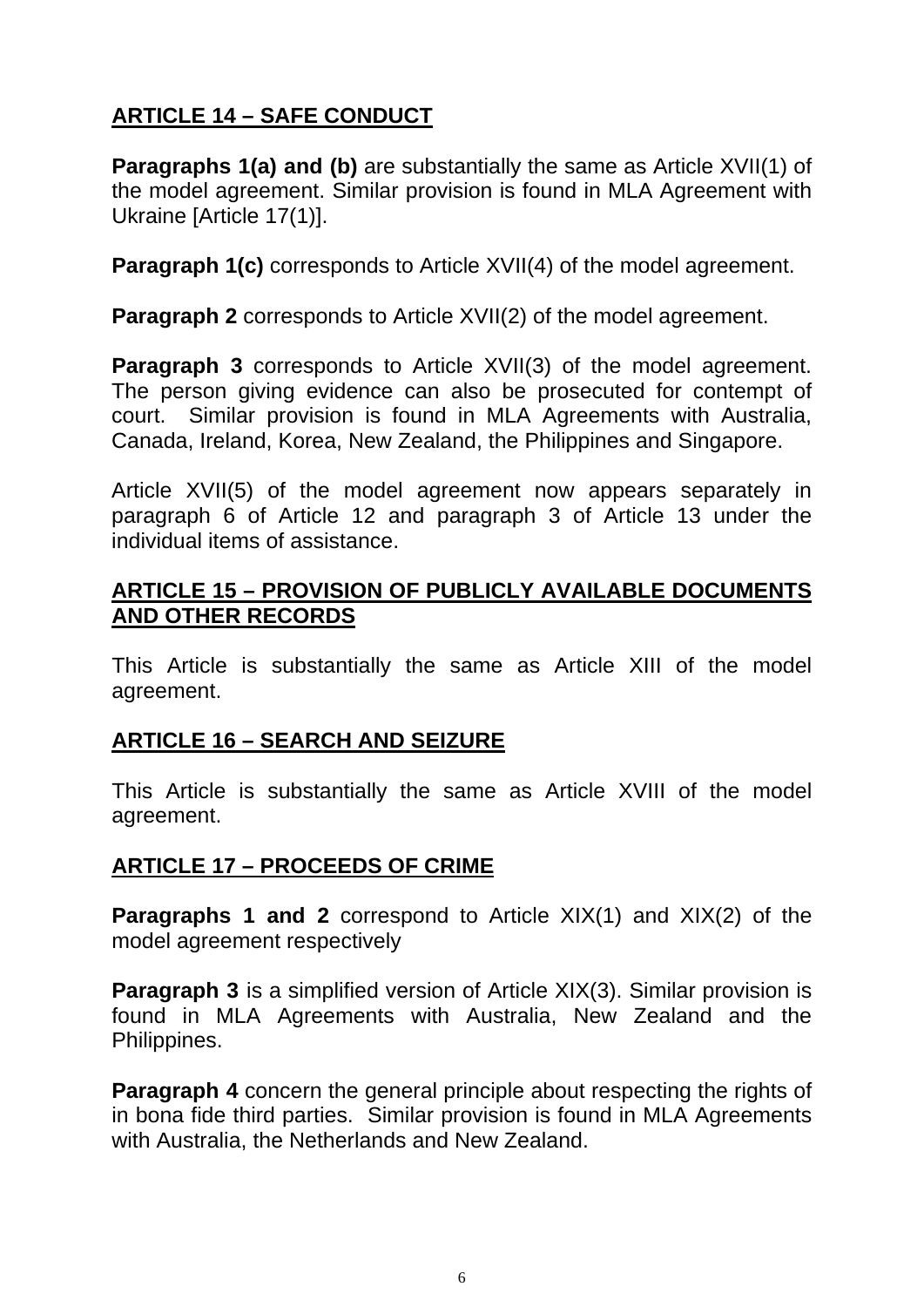**ARTICLE 14 – SAFE CONDUCT**

**Paragraphs 1(a) and (b)** are substantially the same as Article XVII(1) of the model agreement. Similar provision is found in MLA Agreement with Ukraine [Article 17(1)].

**Paragraph 1(c)** corresponds to Article XVII(4) of the model agreement.

**Paragraph 2** corresponds to Article XVII(2) of the model agreement.

**Paragraph 3** corresponds to Article XVII(3) of the model agreement. The person giving evidence can also be prosecuted for contempt of court. Similar provision is found in MLA Agreements with Australia, Canada, Ireland, Korea, New Zealand, the Philippines and Singapore.

Article XVII(5) of the model agreement now appears separately in paragraph 6 of Article 12 and paragraph 3 of Article 13 under the individual items of assistance.

**ARTICLE 15 – PROVISION OF PUBLICLY AVAILABLE DOCUMENTS AND OTHER RECORDS**

This Article is substantially the same as Article XIII of the model agreement.

**ARTICLE 16 – SEARCH AND SEIZURE**

This Article is substantially the same as Article XVIII of the model agreement.

**ARTICLE 17 – PROCEEDS OF CRIME**

**Paragraphs 1 and 2** correspond to Article XIX(1) and XIX(2) of the model agreement respectively

**Paragraph 3** is a simplified version of Article XIX(3). Similar provision is found in MLA Agreements with Australia, New Zealand and the Philippines.

**Paragraph 4** concern the general principle about respecting the rights of in bona fide third parties. Similar provision is found in MLA Agreements with Australia, the Netherlands and New Zealand.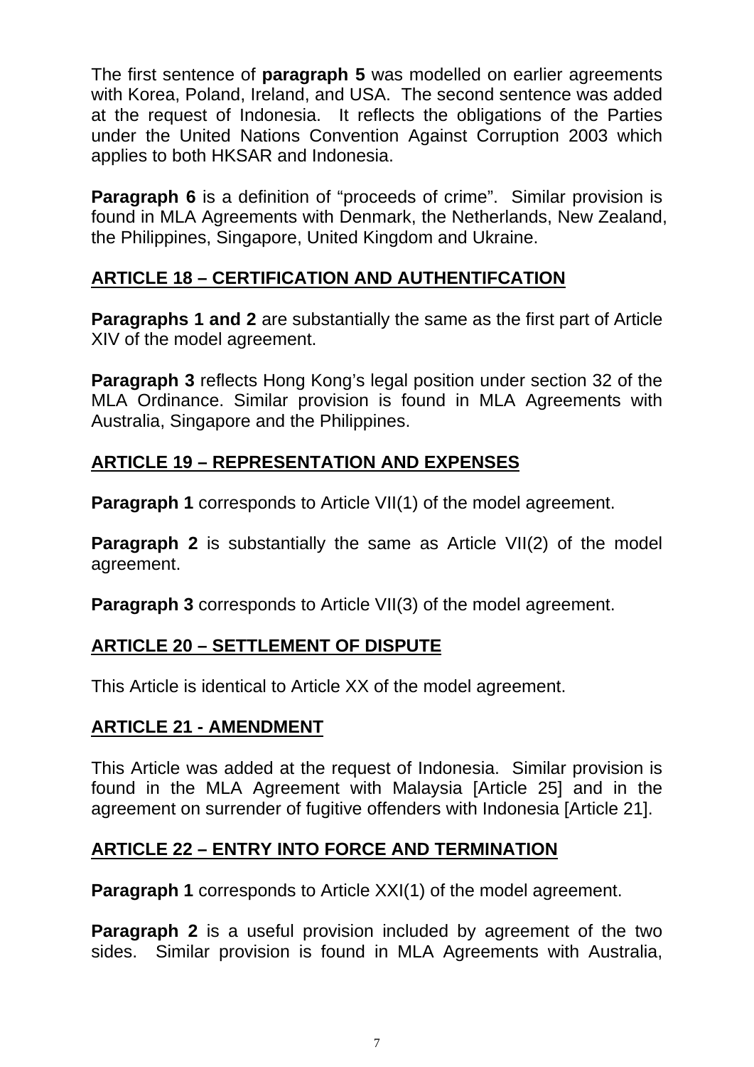The first sentence of **paragraph 5** was modelled on earlier agreements with Korea, Poland, Ireland, and USA. The second sentence was added at the request of Indonesia. It reflects the obligations of the Parties under the United Nations Convention Against Corruption 2003 which applies to both HKSAR and Indonesia.

**Paragraph 6** is a definition of "proceeds of crime". Similar provision is found in MLA Agreements with Denmark, the Netherlands, New Zealand, the Philippines, Singapore, United Kingdom and Ukraine.

## ARTICLE 18 – CERTIFICATION AND AUTHENTIFCATION

**Paragraphs 1 and 2** are substantially the same as the first part of Article XIV of the model agreement.

**Paragraph 3** reflects Hong Kong's legal position under section 32 of the MLA Ordinance. Similar provision is found in MLA Agreements with Australia, Singapore and the Philippines.

## ARTICLE 19 – REPRESENTATION AND EXPENSES

**Paragraph 1** corresponds to Article VII(1) of the model agreement.

**Paragraph 2** is substantially the same as Article VII(2) of the model agreement.

**Paragraph 3** corresponds to Article VII(3) of the model agreement.

## ARTICLE 20 – SETTLEMENT OF DISPUTE

This Article is identical to Article XX of the model agreement.

## ARTICLE 21 - AMENDMENT

This Article was added at the request of Indonesia. Similar provision is found in the MLA Agreement with Malaysia [Article 25] and in the agreement on surrender of fugitive offenders with Indonesia [Article 21].

## ARTICLE 22 – ENTRY INTO FORCE AND TERMINATION

**Paragraph 1** corresponds to Article XXI(1) of the model agreement.

**Paragraph 2** is a useful provision included by agreement of the two sides. Similar provision is found in MLA Agreements with Australia,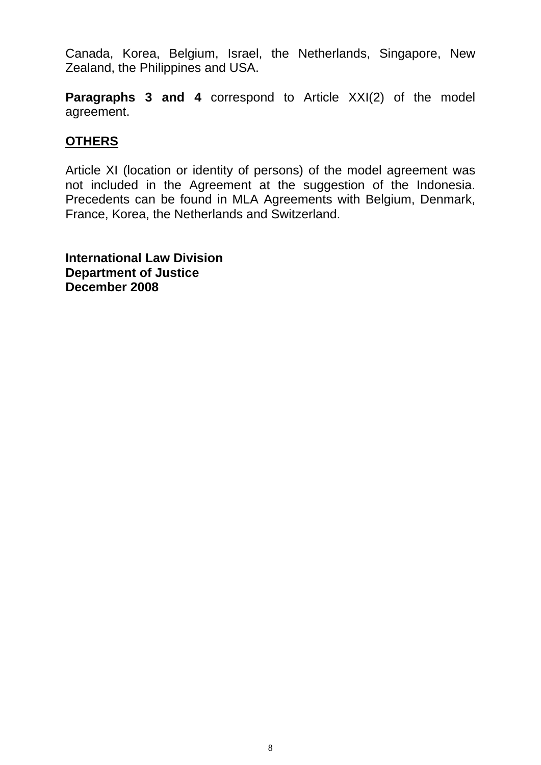Canada, Korea, Belgium, Israel, the Netherlands, Singapore, New Zealand, the Philippines and USA.

**Paragraphs 3 and 4** correspond to Article XXI(2) of the model agreement.

## OTHERS

Article XI (location or identity of persons) of the model agreement was not included in the Agreement at the suggestion of the Indonesia. Precedents can be found in MLA Agreements with Belgium, Denmark, France, Korea, the Netherlands and Switzerland.

**International Law Division**
**Department of Justice**
**December 2008**